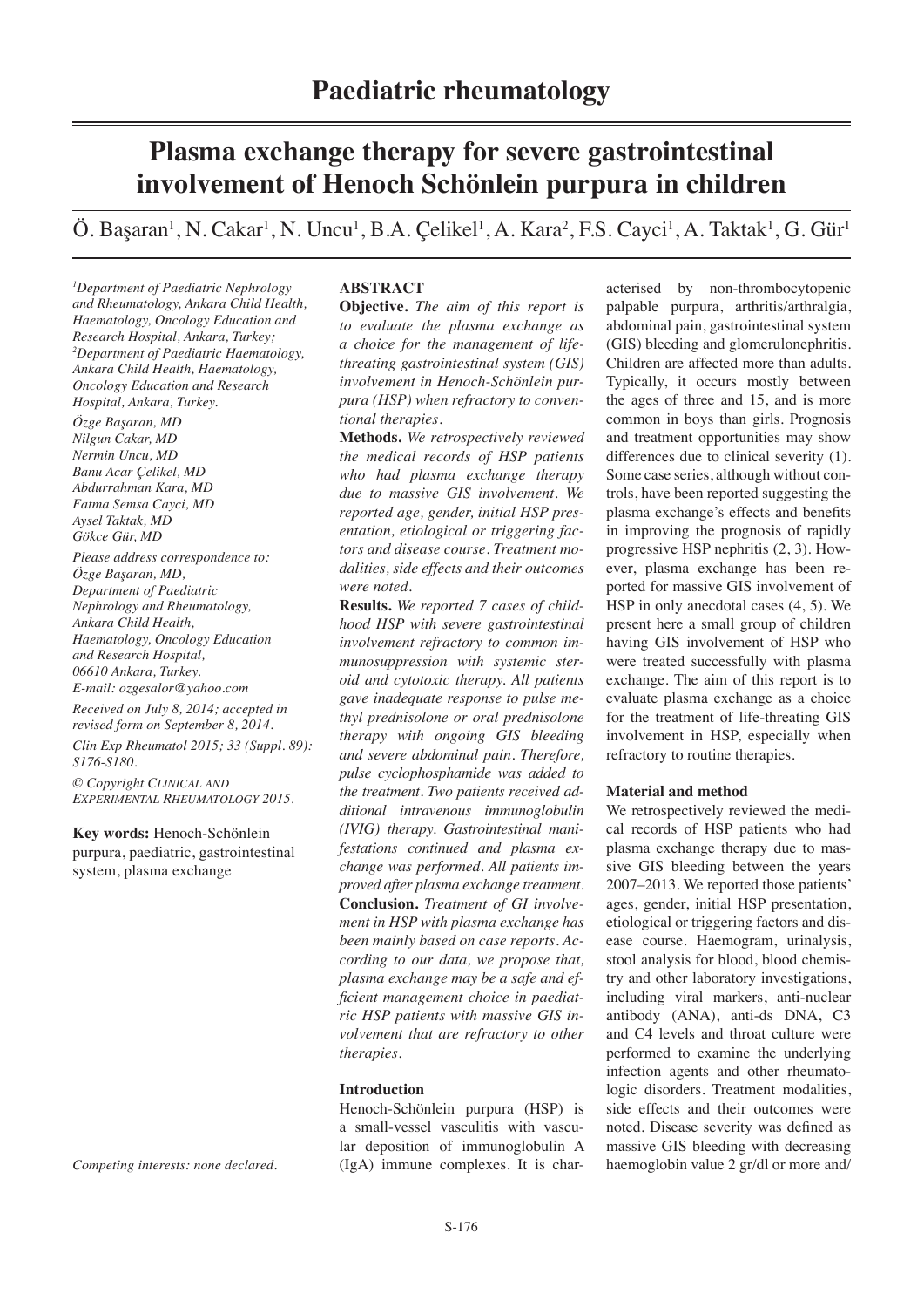Paediatric rheumatology

# Plasma exchange therapy for severe gastrointestinal involvement of Henoch Schönlein purpura in children

Ö. Başaran[1], N. Cakar[1], N. Uncu[1], B.A. Çelikel[1], A. Kara[2], F.S. Cayci[1], A. Taktak[1], G. Gür[1]

*[1]Department of Paediatric Nephrology and Rheumatology, Ankara Child Health, Haematology, Oncology Education and Research Hospital, Ankara, Turkey; [2]Department of Paediatric Haematology, Ankara Child Health, Haematology, Oncology Education and Research Hospital, Ankara, Turkey.*

*Özge Başaran, MD*
*Nilgun Cakar, MD*
*Nermin Uncu, MD*
*Banu Acar Çelikel, MD*
*Abdurrahman Kara, MD*
*Fatma Semsa Cayci, MD*
*Aysel Taktak, MD*
*Gökce Gür, MD*

*Please address correspondence to: Özge Başaran, MD, Department of Paediatric Nephrology and Rheumatology, Ankara Child Health, Haematology, Oncology Education and Research Hospital, 06610 Ankara, Turkey.*
*E-mail: ozgesalor@yahoo.com*

*Received on July 8, 2014; accepted in revised form on September 8, 2014.*

*Clin Exp Rheumatol 2015; 33 (Suppl. 89): S176-S180.*

*© Copyright Clinical and Experimental Rheumatology 2015.*

**Key words:** Henoch-Schönlein purpura, paediatric, gastrointestinal system, plasma exchange

*Competing interests: none declared.*

## ABSTRACT

**Objective.** *The aim of this report is to evaluate the plasma exchange as a choice for the management of life-threating gastrointestinal system (GIS) involvement in Henoch-Schönlein purpura (HSP) when refractory to conventional therapies.*

**Methods.** *We retrospectively reviewed the medical records of HSP patients who had plasma exchange therapy due to massive GIS involvement. We reported age, gender, initial HSP presentation, etiological or triggering factors and disease course. Treatment modalities, side effects and their outcomes were noted.*

**Results.** *We reported 7 cases of childhood HSP with severe gastrointestinal involvement refractory to common immunosuppression with systemic steroid and cytotoxic therapy. All patients gave inadequate response to pulse methyl prednisolone or oral prednisolone therapy with ongoing GIS bleeding and severe abdominal pain. Therefore, pulse cyclophosphamide was added to the treatment. Two patients received additional intravenous immunoglobulin (IVIG) therapy. Gastrointestinal manifestations continued and plasma exchange was performed. All patients improved after plasma exchange treatment.*

**Conclusion.** *Treatment of GI involvement in HSP with plasma exchange has been mainly based on case reports. According to our data, we propose that, plasma exchange may be a safe and efficient management choice in paediatric HSP patients with massive GIS involvement that are refractory to other therapies.*

## Introduction

Henoch-Schönlein purpura (HSP) is a small-vessel vasculitis with vascular deposition of immunoglobulin A (IgA) immune complexes. It is characterised by non-thrombocytopenic palpable purpura, arthritis/arthralgia, abdominal pain, gastrointestinal system (GIS) bleeding and glomerulonephritis. Children are affected more than adults. Typically, it occurs mostly between the ages of three and 15, and is more common in boys than girls. Prognosis and treatment opportunities may show differences due to clinical severity (1). Some case series, although without controls, have been reported suggesting the plasma exchange's effects and benefits in improving the prognosis of rapidly progressive HSP nephritis (2, 3). However, plasma exchange has been reported for massive GIS involvement of HSP in only anecdotal cases (4, 5). We present here a small group of children having GIS involvement of HSP who were treated successfully with plasma exchange. The aim of this report is to evaluate plasma exchange as a choice for the treatment of life-threating GIS involvement in HSP, especially when refractory to routine therapies.

## Material and method

We retrospectively reviewed the medical records of HSP patients who had plasma exchange therapy due to massive GIS bleeding between the years 2007–2013. We reported those patients' ages, gender, initial HSP presentation, etiological or triggering factors and disease course. Haemogram, urinalysis, stool analysis for blood, blood chemistry and other laboratory investigations, including viral markers, anti-nuclear antibody (ANA), anti-ds DNA, C3 and C4 levels and throat culture were performed to examine the underlying infection agents and other rheumatologic disorders. Treatment modalities, side effects and their outcomes were noted. Disease severity was defined as massive GIS bleeding with decreasing haemoglobin value 2 gr/dl or more and/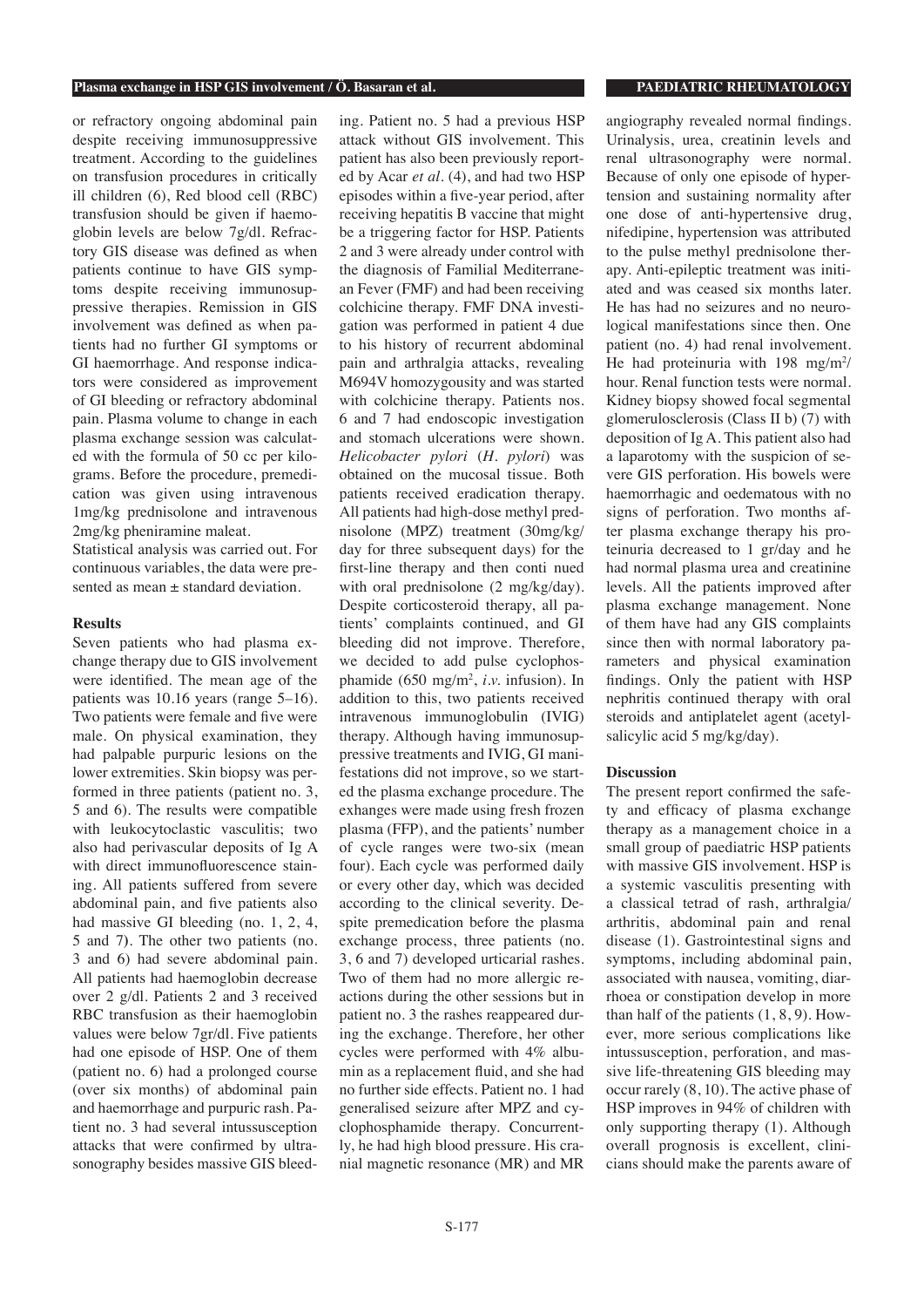or refractory ongoing abdominal pain despite receiving immunosuppressive treatment. According to the guidelines on transfusion procedures in critically ill children (6), Red blood cell (RBC) transfusion should be given if haemoglobin levels are below 7g/dl. Refractory GIS disease was defined as when patients continue to have GIS symptoms despite receiving immunosuppressive therapies. Remission in GIS involvement was defined as when patients had no further GI symptoms or GI haemorrhage. And response indicators were considered as improvement of GI bleeding or refractory abdominal pain. Plasma volume to change in each plasma exchange session was calculated with the formula of 50 cc per kilograms. Before the procedure, premedication was given using intravenous 1mg/kg prednisolone and intravenous 2mg/kg pheniramine maleat.

Statistical analysis was carried out. For continuous variables, the data were presented as mean ± standard deviation.

## Results

Seven patients who had plasma exchange therapy due to GIS involvement were identified. The mean age of the patients was 10.16 years (range 5–16). Two patients were female and five were male. On physical examination, they had palpable purpuric lesions on the lower extremities. Skin biopsy was performed in three patients (patient no. 3, 5 and 6). The results were compatible with leukocytoclastic vasculitis; two also had perivascular deposits of Ig A with direct immunofluorescence staining. All patients suffered from severe abdominal pain, and five patients also had massive GI bleeding (no. 1, 2, 4, 5 and 7). The other two patients (no. 3 and 6) had severe abdominal pain. All patients had haemoglobin decrease over 2 g/dl. Patients 2 and 3 received RBC transfusion as their haemoglobin values were below 7gr/dl. Five patients had one episode of HSP. One of them (patient no. 6) had a prolonged course (over six months) of abdominal pain and haemorrhage and purpuric rash. Patient no. 3 had several intussusception attacks that were confirmed by ultrasonography besides massive GIS bleeding. Patient no. 5 had a previous HSP attack without GIS involvement. This patient has also been previously reported by Acar *et al.* (4), and had two HSP episodes within a five-year period, after receiving hepatitis B vaccine that might be a triggering factor for HSP. Patients 2 and 3 were already under control with the diagnosis of Familial Mediterranean Fever (FMF) and had been receiving colchicine therapy. FMF DNA investigation was performed in patient 4 due to his history of recurrent abdominal pain and arthralgia attacks, revealing M694V homozygousity and was started with colchicine therapy. Patients nos. 6 and 7 had endoscopic investigation and stomach ulcerations were shown. *Helicobacter pylori* (*H. pylori*) was obtained on the mucosal tissue. Both patients received eradication therapy. All patients had high-dose methyl prednisolone (MPZ) treatment (30mg/kg/day for three subsequent days) for the first-line therapy and then continued with oral prednisolone (2 mg/kg/day). Despite corticosteroid therapy, all patients' complaints continued, and GI bleeding did not improve. Therefore, we decided to add pulse cyclophosphamide (650 mg/m$^2$, *i.v.* infusion). In addition to this, two patients received intravenous immunoglobulin (IVIG) therapy. Although having immunosuppressive treatments and IVIG, GI manifestations did not improve, so we started the plasma exchange procedure. The exhanges were made using fresh frozen plasma (FFP), and the patients' number of cycle ranges were two-six (mean four). Each cycle was performed daily or every other day, which was decided according to the clinical severity. Despite premedication before the plasma exchange process, three patients (no. 3, 6 and 7) developed urticarial rashes. Two of them had no more allergic reactions during the other sessions but in patient no. 3 the rashes reappeared during the exchange. Therefore, her other cycles were performed with 4% albumin as a replacement fluid, and she had no further side effects. Patient no. 1 had generalised seizure after MPZ and cyclophosphamide therapy. Concurrently, he had high blood pressure. His cranial magnetic resonance (MR) and MR angiography revealed normal findings. Urinalysis, urea, creatinin levels and renal ultrasonography were normal. Because of only one episode of hypertension and sustaining normality after one dose of anti-hypertensive drug, nifedipine, hypertension was attributed to the pulse methyl prednisolone therapy. Anti-epileptic treatment was initiated and was ceased six months later. He has had no seizures and no neurological manifestations since then. One patient (no. 4) had renal involvement. He had proteinuria with 198 mg/m$^2$/hour. Renal function tests were normal. Kidney biopsy showed focal segmental glomerulosclerosis (Class II b) (7) with deposition of Ig A. This patient also had a laparotomy with the suspicion of severe GIS perforation. His bowels were haemorrhagic and oedematous with no signs of perforation. Two months after plasma exchange therapy his proteinuria decreased to 1 gr/day and he had normal plasma urea and creatinine levels. All the patients improved after plasma exchange management. None of them have had any GIS complaints since then with normal laboratory parameters and physical examination findings. Only the patient with HSP nephritis continued therapy with oral steroids and antiplatelet agent (acetylsalicylic acid 5 mg/kg/day).

## Discussion

The present report confirmed the safety and efficacy of plasma exchange therapy as a management choice in a small group of paediatric HSP patients with massive GIS involvement. HSP is a systemic vasculitis presenting with a classical tetrad of rash, arthralgia/arthritis, abdominal pain and renal disease (1). Gastrointestinal signs and symptoms, including abdominal pain, associated with nausea, vomiting, diarrhoea or constipation develop in more than half of the patients (1, 8, 9). However, more serious complications like intussusception, perforation, and massive life-threatening GIS bleeding may occur rarely (8, 10). The active phase of HSP improves in 94% of children with only supporting therapy (1). Although overall prognosis is excellent, clinicians should make the parents aware of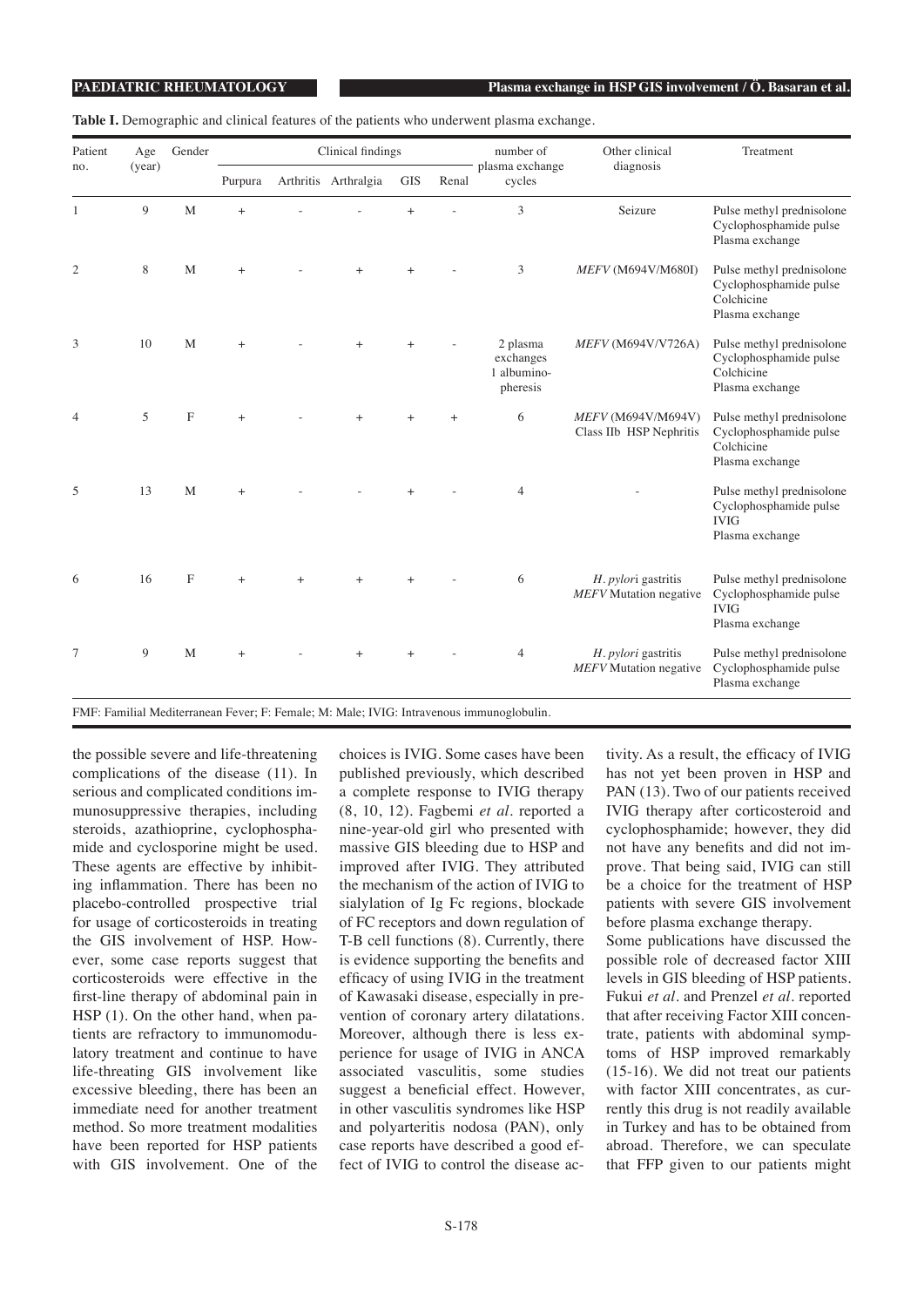**Table I.** Demographic and clinical features of the patients who underwent plasma exchange.

| Patient no. | Age (year) | Gender | Clinical findings | | | | | number of plasma exchange cycles | Other clinical diagnosis | Treatment |
|---|---|---|---|---|---|---|---|---|---|---|
| | | | Purpura | Arthritis | Arthralgia | GIS | Renal | | | |
| 1 | 9 | M | + | - | - | + | - | 3 | Seizure | Pulse methyl prednisolone Cyclophosphamide pulse Plasma exchange |
| 2 | 8 | M | + | - | + | + | - | 3 | *MEFV* (M694V/M680I) | Pulse methyl prednisolone Cyclophosphamide pulse Colchicine Plasma exchange |
| 3 | 10 | M | + | - | + | + | - | 2 plasma exchanges 1 albumino-pheresis | *MEFV* (M694V/V726A) | Pulse methyl prednisolone Cyclophosphamide pulse Colchicine Plasma exchange |
| 4 | 5 | F | + | - | + | + | + | 6 | *MEFV* (M694V/M694V) Class IIb HSP Nephritis | Pulse methyl prednisolone Cyclophosphamide pulse Colchicine Plasma exchange |
| 5 | 13 | M | + | - | - | + | - | 4 | - | Pulse methyl prednisolone Cyclophosphamide pulse IVIG Plasma exchange |
| 6 | 16 | F | + | + | + | + | - | 6 | *H. pylori* gastritis *MEFV* Mutation negative | Pulse methyl prednisolone Cyclophosphamide pulse IVIG Plasma exchange |
| 7 | 9 | M | + | - | + | + | - | 4 | *H. pylori* gastritis *MEFV* Mutation negative | Pulse methyl prednisolone Cyclophosphamide pulse Plasma exchange |

FMF: Familial Mediterranean Fever; F: Female; M: Male; IVIG: Intravenous immunoglobulin.

the possible severe and life-threatening complications of the disease (11). In serious and complicated conditions immunosuppressive therapies, including steroids, azathioprine, cyclophosphamide and cyclosporine might be used. These agents are effective by inhibiting inflammation. There has been no placebo-controlled prospective trial for usage of corticosteroids in treating the GIS involvement of HSP. However, some case reports suggest that corticosteroids were effective in the first-line therapy of abdominal pain in HSP (1). On the other hand, when patients are refractory to immunomodulatory treatment and continue to have life-threating GIS involvement like excessive bleeding, there has been an immediate need for another treatment method. So more treatment modalities have been reported for HSP patients with GIS involvement. One of the choices is IVIG. Some cases have been published previously, which described a complete response to IVIG therapy (8, 10, 12). Fagbemi *et al.* reported a nine-year-old girl who presented with massive GIS bleeding due to HSP and improved after IVIG. They attributed the mechanism of the action of IVIG to sialylation of Ig Fc regions, blockade of FC receptors and down regulation of T-B cell functions (8). Currently, there is evidence supporting the benefits and efficacy of using IVIG in the treatment of Kawasaki disease, especially in prevention of coronary artery dilatations. Moreover, although there is less experience for usage of IVIG in ANCA associated vasculitis, some studies suggest a beneficial effect. However, in other vasculitis syndromes like HSP and polyarteritis nodosa (PAN), only case reports have described a good effect of IVIG to control the disease activity. As a result, the efficacy of IVIG has not yet been proven in HSP and PAN (13). Two of our patients received IVIG therapy after corticosteroid and cyclophosphamide; however, they did not have any benefits and did not improve. That being said, IVIG can still be a choice for the treatment of HSP patients with severe GIS involvement before plasma exchange therapy.

Some publications have discussed the possible role of decreased factor XIII levels in GIS bleeding of HSP patients. Fukui *et al.* and Prenzel *et al.* reported that after receiving Factor XIII concentrate, patients with abdominal symptoms of HSP improved remarkably (15-16). We did not treat our patients with factor XIII concentrates, as currently this drug is not readily available in Turkey and has to be obtained from abroad. Therefore, we can speculate that FFP given to our patients might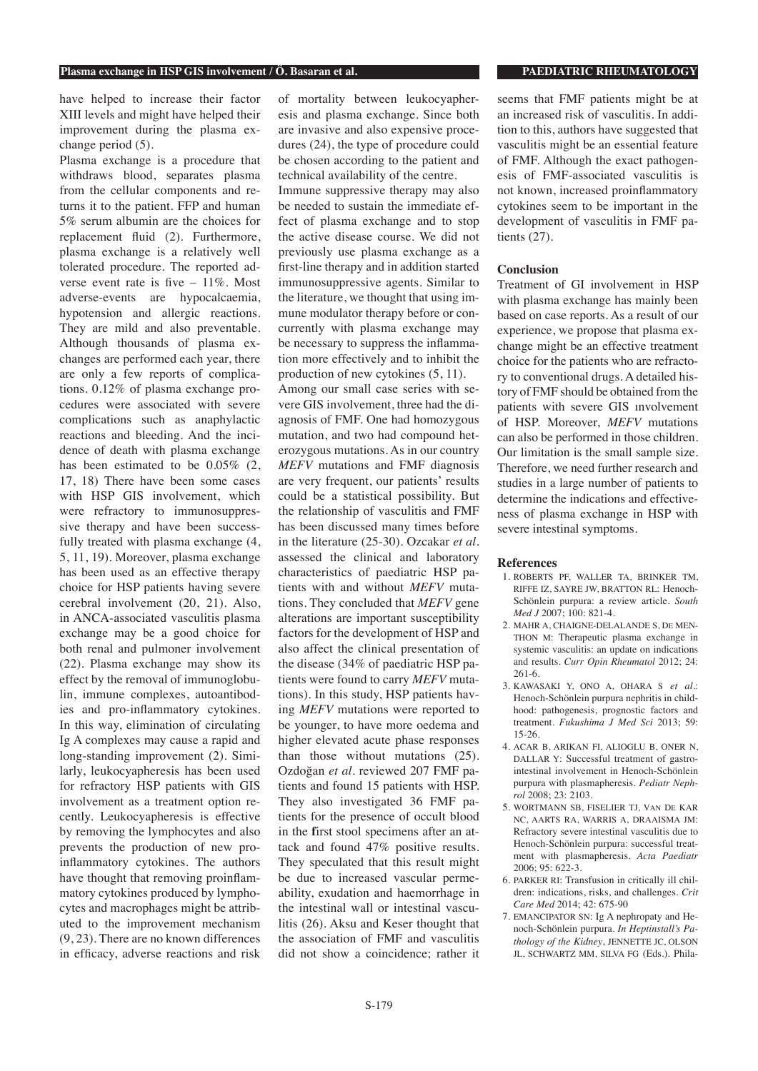have helped to increase their factor XIII levels and might have helped their improvement during the plasma exchange period (5).

Plasma exchange is a procedure that withdraws blood, separates plasma from the cellular components and returns it to the patient. FFP and human 5% serum albumin are the choices for replacement fluid (2). Furthermore, plasma exchange is a relatively well tolerated procedure. The reported adverse event rate is five – 11%. Most adverse-events are hypocalcaemia, hypotension and allergic reactions. They are mild and also preventable. Although thousands of plasma exchanges are performed each year, there are only a few reports of complications. 0.12% of plasma exchange procedures were associated with severe complications such as anaphylactic reactions and bleeding. And the incidence of death with plasma exchange has been estimated to be 0.05% (2, 17, 18) There have been some cases with HSP GIS involvement, which were refractory to immunosuppressive therapy and have been successfully treated with plasma exchange (4, 5, 11, 19). Moreover, plasma exchange has been used as an effective therapy choice for HSP patients having severe cerebral involvement (20, 21). Also, in ANCA-associated vasculitis plasma exchange may be a good choice for both renal and pulmoner involvement (22). Plasma exchange may show its effect by the removal of immunoglobulin, immune complexes, autoantibodies and pro-inflammatory cytokines. In this way, elimination of circulating Ig A complexes may cause a rapid and long-standing improvement (2). Similarly, leukocyapheresis has been used for refractory HSP patients with GIS involvement as a treatment option recently. Leukocyapheresis is effective by removing the lymphocytes and also prevents the production of new pro-inflammatory cytokines. The authors have thought that removing proinflammatory cytokines produced by lymphocytes and macrophages might be attributed to the improvement mechanism (9, 23). There are no known differences in efficacy, adverse reactions and risk of mortality between leukocyapheresis and plasma exchange. Since both are invasive and also expensive procedures (24), the type of procedure could be chosen according to the patient and technical availability of the centre.

Immune suppressive therapy may also be needed to sustain the immediate effect of plasma exchange and to stop the active disease course. We did not previously use plasma exchange as a first-line therapy and in addition started immunosuppressive agents. Similar to the literature, we thought that using immune modulator therapy before or concurrently with plasma exchange may be necessary to suppress the inflammation more effectively and to inhibit the production of new cytokines (5, 11).

Among our small case series with severe GIS involvement, three had the diagnosis of FMF. One had homozygous mutation, and two had compound heterozygous mutations. As in our country *MEFV* mutations and FMF diagnosis are very frequent, our patients' results could be a statistical possibility. But the relationship of vasculitis and FMF has been discussed many times before in the literature (25-30). Ozcakar *et al.* assessed the clinical and laboratory characteristics of paediatric HSP patients with and without *MEFV* mutations. They concluded that *MEFV* gene alterations are important susceptibility factors for the development of HSP and also affect the clinical presentation of the disease (34% of paediatric HSP patients were found to carry *MEFV* mutations). In this study, HSP patients having *MEFV* mutations were reported to be younger, to have more oedema and higher elevated acute phase responses than those without mutations (25). Ozdoğan *et al.* reviewed 207 FMF patients and found 15 patients with HSP. They also investigated 36 FMF patients for the presence of occult blood in the first stool specimens after an attack and found 47% positive results. They speculated that this result might be due to increased vascular permeability, exudation and haemorrhage in the intestinal wall or intestinal vasculitis (26). Aksu and Keser thought that the association of FMF and vasculitis did not show a coincidence; rather it seems that FMF patients might be at an increased risk of vasculitis. In addition to this, authors have suggested that vasculitis might be an essential feature of FMF. Although the exact pathogenesis of FMF-associated vasculitis is not known, increased proinflammatory cytokines seem to be important in the development of vasculitis in FMF patients (27).

## Conclusion

Treatment of GI involvement in HSP with plasma exchange has mainly been based on case reports. As a result of our experience, we propose that plasma exchange might be an effective treatment choice for the patients who are refractory to conventional drugs. A detailed history of FMF should be obtained from the patients with severe GIS ınvolvement of HSP. Moreover, *MEFV* mutations can also be performed in those children. Our limitation is the small sample size. Therefore, we need further research and studies in a large number of patients to determine the indications and effectiveness of plasma exchange in HSP with severe intestinal symptoms.

## References

1. ROBERTS PF, WALLER TA, BRINKER TM, RIFFE IZ, SAYRE JW, BRATTON RL: Henoch-Schönlein purpura: a review article. *South Med J* 2007; 100: 821-4.
2. MAHR A, CHAIGNE-DELALANDE S, DE MENTHON M: Therapeutic plasma exchange in systemic vasculitis: an update on indications and results. *Curr Opin Rheumatol* 2012; 24: 261-6.
3. KAWASAKI Y, ONO A, OHARA S *et al.*: Henoch-Schönlein purpura nephritis in childhood: pathogenesis, prognostic factors and treatment. *Fukushima J Med Sci* 2013; 59: 15-26.
4. ACAR B, ARIKAN FI, ALIOGLU B, ONER N, DALLAR Y: Successful treatment of gastrointestinal involvement in Henoch-Schönlein purpura with plasmapheresis. *Pediatr Nephrol* 2008; 23: 2103.
5. WORTMANN SB, FISELIER TJ, VAN DE KAR NC, AARTS RA, WARRIS A, DRAAISMA JM: Refractory severe intestinal vasculitis due to Henoch-Schönlein purpura: successful treatment with plasmapheresis. *Acta Paediatr* 2006; 95: 622-3.
6. PARKER RI: Transfusion in critically ill children: indications, risks, and challenges. *Crit Care Med* 2014; 42: 675-90
7. EMANCIPATOR SN: Ig A nephropaty and Henoch-Schönlein purpura. *In Heptinstall's Pathology of the Kidney*, JENNETTE JC, OLSON JL, SCHWARTZ MM, SILVA FG (Eds.). Phila-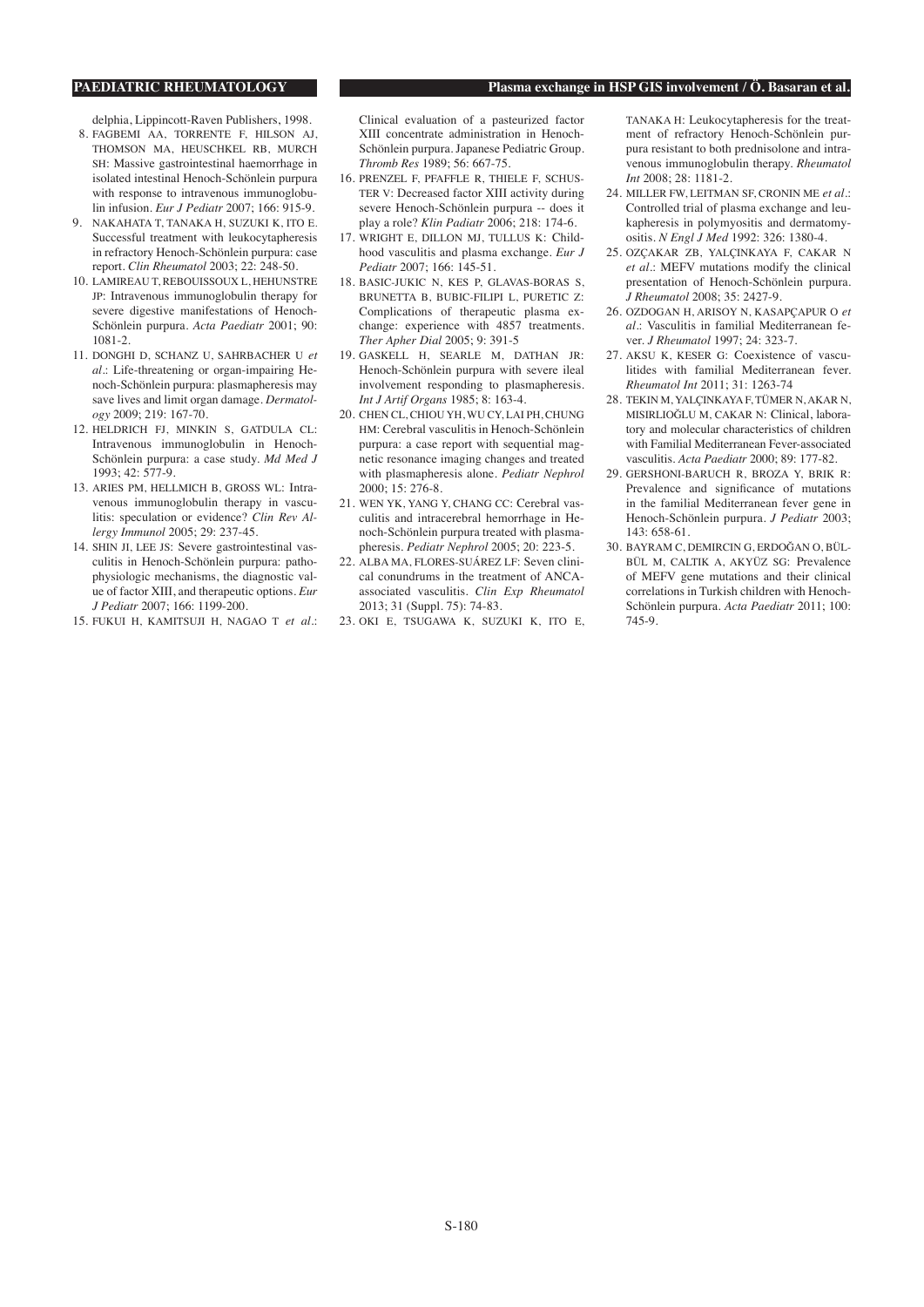delphia, Lippincott-Raven Publishers, 1998.

8. FAGBEMI AA, TORRENTE F, HILSON AJ, THOMSON MA, HEUSCHKEL RB, MURCH SH: Massive gastrointestinal haemorrhage in isolated intestinal Henoch-Schönlein purpura with response to intravenous immunoglobulin infusion. *Eur J Pediatr* 2007; 166: 915-9.
9. NAKAHATA T, TANAKA H, SUZUKI K, ITO E. Successful treatment with leukocytapheresis in refractory Henoch-Schönlein purpura: case report. *Clin Rheumatol* 2003; 22: 248-50.
10. LAMIREAU T, REBOUISSOUX L, HEHUNSTRE JP: Intravenous immunoglobulin therapy for severe digestive manifestations of Henoch-Schönlein purpura. *Acta Paediatr* 2001; 90: 1081-2.
11. DONGHI D, SCHANZ U, SAHRBACHER U *et al.*: Life-threatening or organ-impairing Henoch-Schönlein purpura: plasmapheresis may save lives and limit organ damage. *Dermatology* 2009; 219: 167-70.
12. HELDRICH FJ, MINKIN S, GATDULA CL: Intravenous immunoglobulin in Henoch-Schönlein purpura: a case study. *Md Med J* 1993; 42: 577-9.
13. ARIES PM, HELLMICH B, GROSS WL: Intravenous immunoglobulin therapy in vasculitis: speculation or evidence? *Clin Rev Allergy Immunol* 2005; 29: 237-45.
14. SHIN JI, LEE JS: Severe gastrointestinal vasculitis in Henoch-Schönlein purpura: pathophysiologic mechanisms, the diagnostic value of factor XIII, and therapeutic options. *Eur J Pediatr* 2007; 166: 1199-200.
15. FUKUI H, KAMITSUJI H, NAGAO T *et al.*: Clinical evaluation of a pasteurized factor XIII concentrate administration in Henoch-Schönlein purpura. Japanese Pediatric Group. *Thromb Res* 1989; 56: 667-75.
16. PRENZEL F, PFAFFLE R, THIELE F, SCHUSTER V: Decreased factor XIII activity during severe Henoch-Schönlein purpura -- does it play a role? *Klin Padiatr* 2006; 218: 174-6.
17. WRIGHT E, DILLON MJ, TULLUS K: Childhood vasculitis and plasma exchange. *Eur J Pediatr* 2007; 166: 145-51.
18. BASIC-JUKIC N, KES P, GLAVAS-BORAS S, BRUNETTA B, BUBIC-FILIPI L, PURETIC Z: Complications of therapeutic plasma exchange: experience with 4857 treatments. *Ther Apher Dial* 2005; 9: 391-5
19. GASKELL H, SEARLE M, DATHAN JR: Henoch-Schönlein purpura with severe ileal involvement responding to plasmapheresis. *Int J Artif Organs* 1985; 8: 163-4.
20. CHEN CL, CHIOU YH, WU CY, LAI PH, CHUNG HM: Cerebral vasculitis in Henoch-Schönlein purpura: a case report with sequential magnetic resonance imaging changes and treated with plasmapheresis alone. *Pediatr Nephrol* 2000; 15: 276-8.
21. WEN YK, YANG Y, CHANG CC: Cerebral vasculitis and intracerebral hemorrhage in Henoch-Schönlein purpura treated with plasmapheresis. *Pediatr Nephrol* 2005; 20: 223-5.
22. ALBA MA, FLORES-SUÁREZ LF: Seven clinical conundrums in the treatment of ANCA-associated vasculitis. *Clin Exp Rheumatol* 2013; 31 (Suppl. 75): 74-83.
23. OKI E, TSUGAWA K, SUZUKI K, ITO E, TANAKA H: Leukocytapheresis for the treatment of refractory Henoch-Schönlein purpura resistant to both prednisolone and intravenous immunoglobulin therapy. *Rheumatol Int* 2008; 28: 1181-2.
24. MILLER FW, LEITMAN SF, CRONIN ME *et al.*: Controlled trial of plasma exchange and leukapheresis in polymyositis and dermatomyositis. *N Engl J Med* 1992: 326: 1380-4.
25. OZÇAKAR ZB, YALÇINKAYA F, CAKAR N *et al.*: MEFV mutations modify the clinical presentation of Henoch-Schönlein purpura. *J Rheumatol* 2008; 35: 2427-9.
26. OZDOGAN H, ARISOY N, KASAPÇAPUR O *et al.*: Vasculitis in familial Mediterranean fever. *J Rheumatol* 1997; 24: 323-7.
27. AKSU K, KESER G: Coexistence of vasculitides with familial Mediterranean fever. *Rheumatol Int* 2011; 31: 1263-74
28. TEKIN M, YALÇINKAYA F, TÜMER N, AKAR N, MISIRLIOĞLU M, CAKAR N: Clinical, laboratory and molecular characteristics of children with Familial Mediterranean Fever-associated vasculitis. *Acta Paediatr* 2000; 89: 177-82.
29. GERSHONI-BARUCH R, BROZA Y, BRIK R: Prevalence and significance of mutations in the familial Mediterranean fever gene in Henoch-Schönlein purpura. *J Pediatr* 2003; 143: 658-61.
30. BAYRAM C, DEMIRCIN G, ERDOĞAN O, BÜLBÜL M, CALTIK A, AKYÜZ SG: Prevalence of MEFV gene mutations and their clinical correlations in Turkish children with Henoch-Schönlein purpura. *Acta Paediatr* 2011; 100: 745-9.